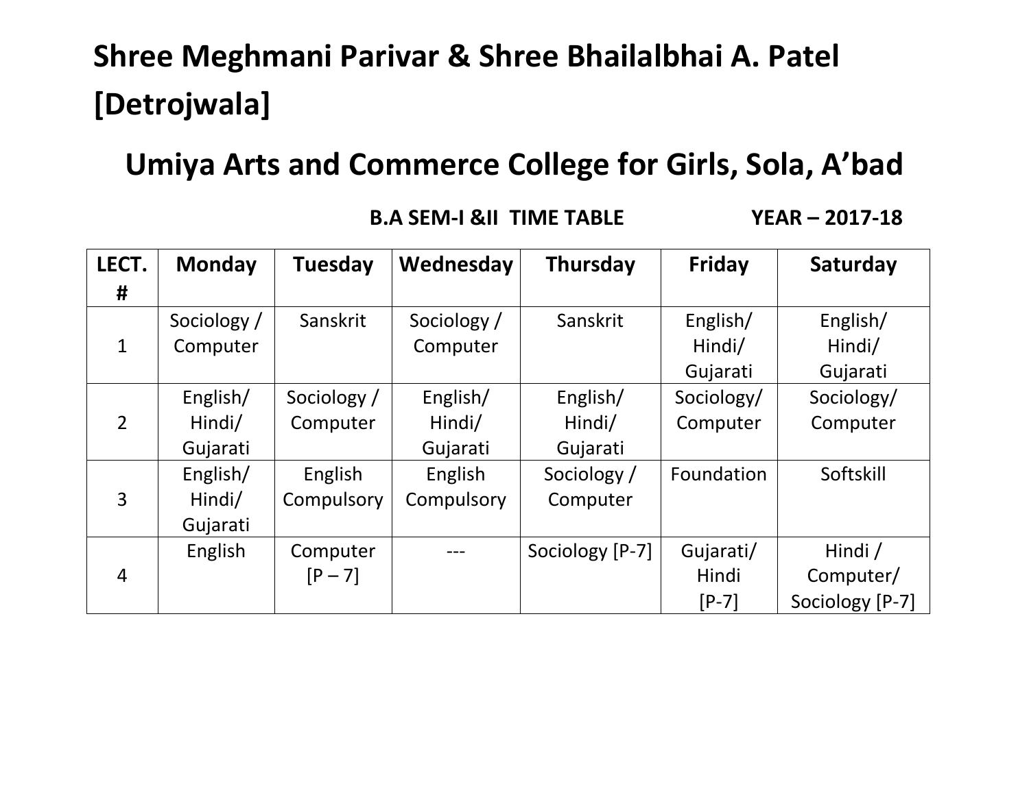# Shree Meghmani Parivar & Shree Bhailalbhai A. Patel [Detrojwala]

## Umiya Arts and Commerce College for Girls, Sola, A'bad

**B.A SEM-I &II TIME TABLE YEAR – 2017-18**

| LECT. # | Monday | Tuesday | Wednesday | Thursday | Friday | Saturday |
|---|---|---|---|---|---|---|
| 1 | Sociology / Computer | Sanskrit | Sociology / Computer | Sanskrit | English/ Hindi/ Gujarati | English/ Hindi/ Gujarati |
| 2 | English/ Hindi/ Gujarati | Sociology / Computer | English/ Hindi/ Gujarati | English/ Hindi/ Gujarati | Sociology/ Computer | Sociology/ Computer |
| 3 | English/ Hindi/ Gujarati | English Compulsory | English Compulsory | Sociology / Computer | Foundation | Softskill |
| 4 | English | Computer [P – 7] | --- | Sociology [P-7] | Gujarati/ Hindi [P-7] | Hindi / Computer/ Sociology [P-7] |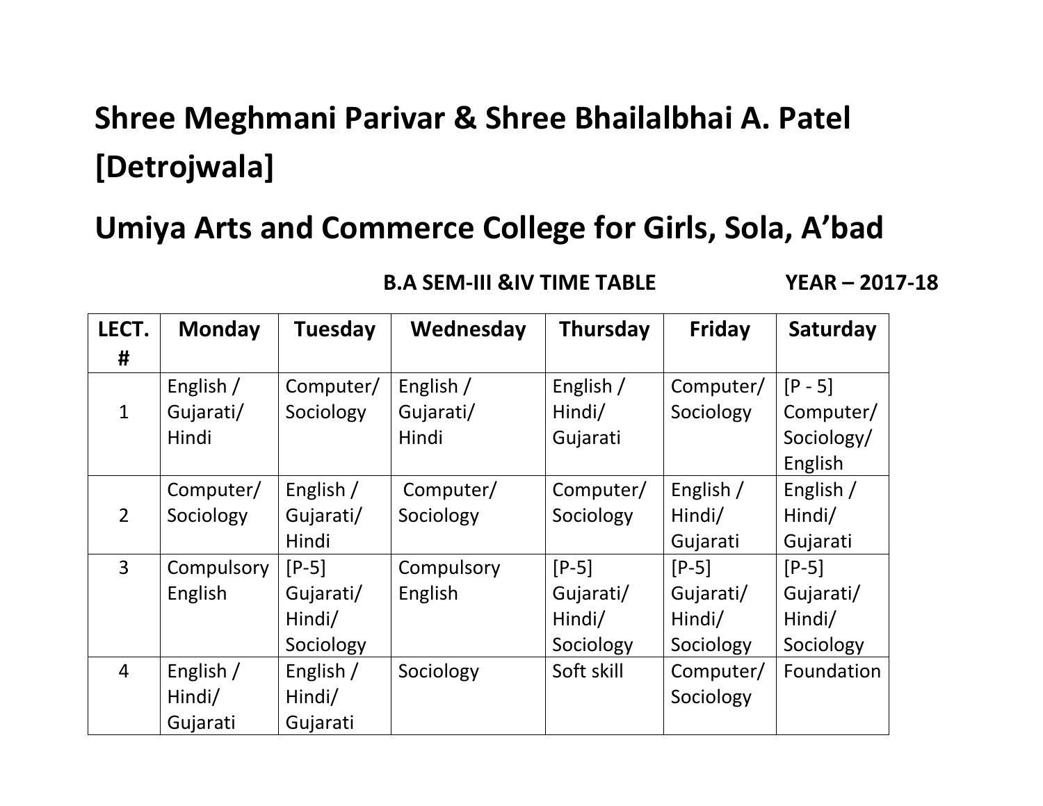# Shree Meghmani Parivar & Shree Bhailalbhai A. Patel [Detrojwala]

# Umiya Arts and Commerce College for Girls, Sola, A'bad

**B.A SEM-III &IV TIME TABLE** **YEAR – 2017-18**

| LECT. # | Monday | Tuesday | Wednesday | Thursday | Friday | Saturday |
|---|---|---|---|---|---|---|
| 1 | English / Gujarati/ Hindi | Computer/ Sociology | English / Gujarati/ Hindi | English / Hindi/ Gujarati | Computer/ Sociology | [P - 5] Computer/ Sociology/ English |
| 2 | Computer/ Sociology | English / Gujarati/ Hindi | Computer/ Sociology | Computer/ Sociology | English / Hindi/ Gujarati | English / Hindi/ Gujarati |
| 3 | Compulsory English | [P-5] Gujarati/ Hindi/ Sociology | Compulsory English | [P-5] Gujarati/ Hindi/ Sociology | [P-5] Gujarati/ Hindi/ Sociology | [P-5] Gujarati/ Hindi/ Sociology |
| 4 | English / Hindi/ Gujarati | English / Hindi/ Gujarati | Sociology | Soft skill | Computer/ Sociology | Foundation |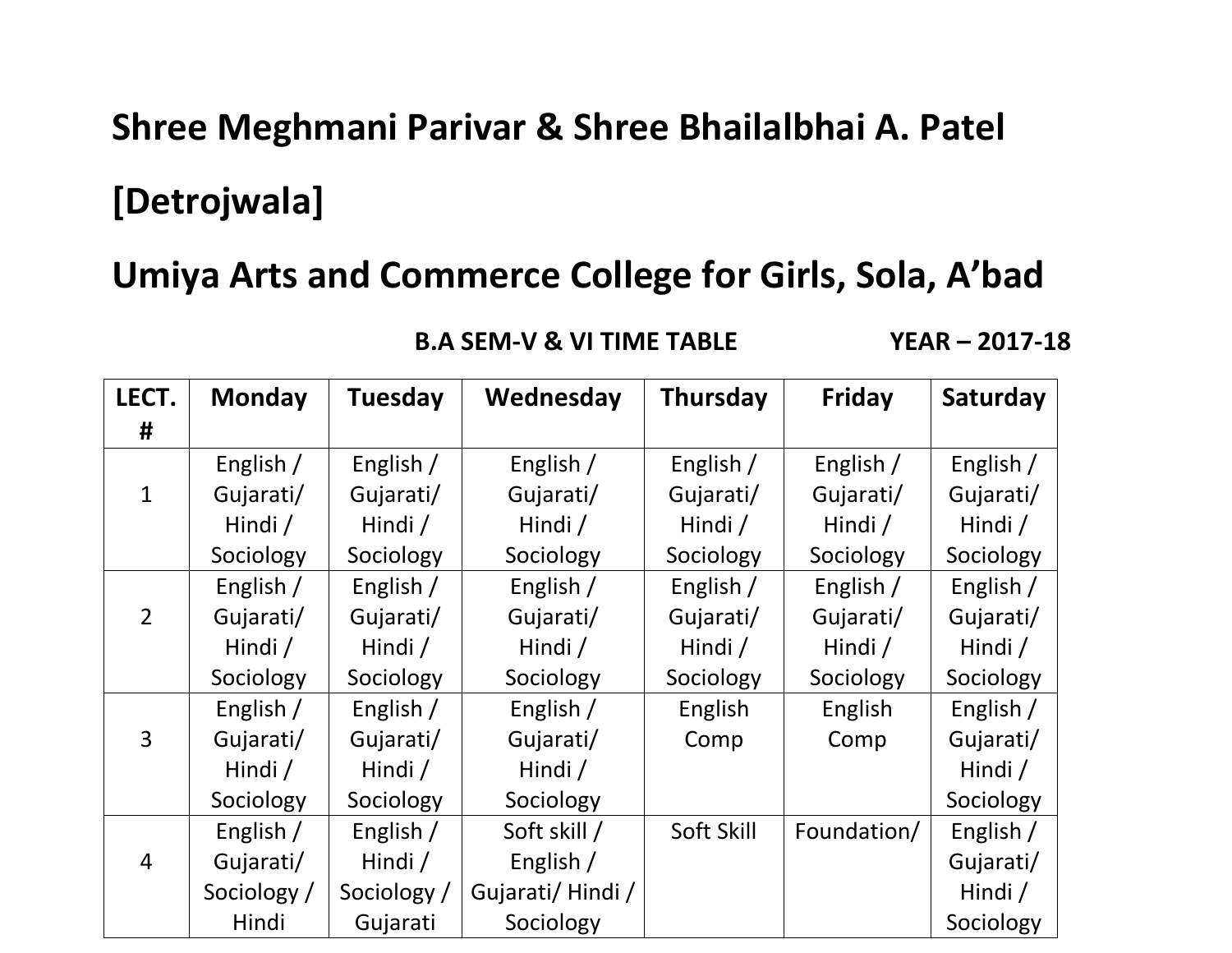# Shree Meghmani Parivar & Shree Bhailalbhai A. Patel

# [Detrojwala]

# Umiya Arts and Commerce College for Girls, Sola, A'bad

**B.A SEM-V & VI TIME TABLE YEAR – 2017-18**

| LECT. # | Monday | Tuesday | Wednesday | Thursday | Friday | Saturday |
|---|---|---|---|---|---|---|
| 1 | English / Gujarati/ Hindi / Sociology | English / Gujarati/ Hindi / Sociology | English / Gujarati/ Hindi / Sociology | English / Gujarati/ Hindi / Sociology | English / Gujarati/ Hindi / Sociology | English / Gujarati/ Hindi / Sociology |
| 2 | English / Gujarati/ Hindi / Sociology | English / Gujarati/ Hindi / Sociology | English / Gujarati/ Hindi / Sociology | English / Gujarati/ Hindi / Sociology | English / Gujarati/ Hindi / Sociology | English / Gujarati/ Hindi / Sociology |
| 3 | English / Gujarati/ Hindi / Sociology | English / Gujarati/ Hindi / Sociology | English / Gujarati/ Hindi / Sociology | English Comp | English Comp | English / Gujarati/ Hindi / Sociology |
| 4 | English / Gujarati/ Sociology / Hindi | English / Hindi / Sociology / Gujarati | Soft skill / English / Gujarati/ Hindi / Sociology | Soft Skill | Foundation/ | English / Gujarati/ Hindi / Sociology |